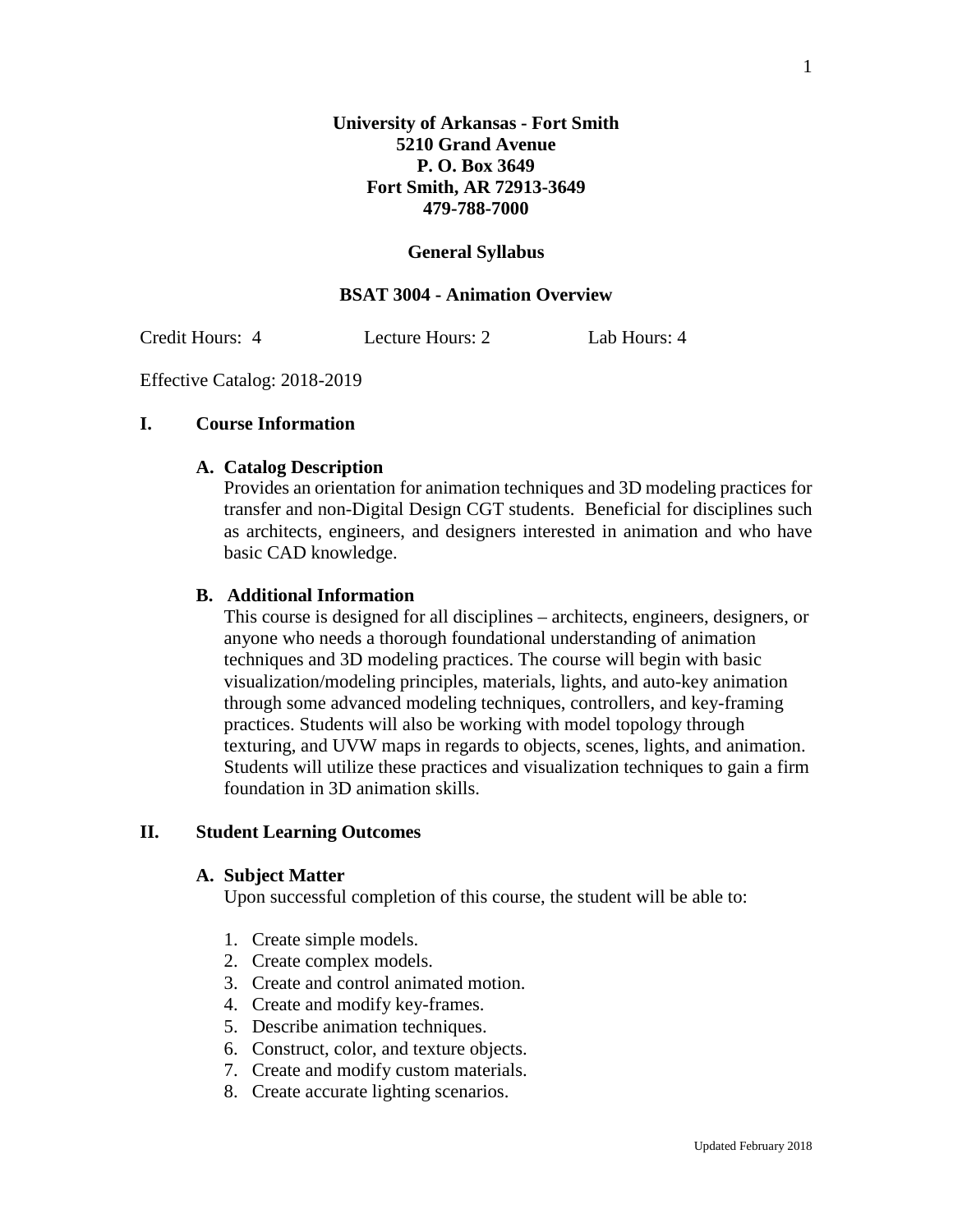**University of Arkansas - Fort Smith**
**5210 Grand Avenue**
**P. O. Box 3649**
**Fort Smith, AR 72913-3649**
**479-788-7000**

# General Syllabus

## BSAT 3004 - Animation Overview

Credit Hours: 4 Lecture Hours: 2 Lab Hours: 4

Effective Catalog: 2018-2019

## I. Course Information

### A. Catalog Description

Provides an orientation for animation techniques and 3D modeling practices for transfer and non-Digital Design CGT students. Beneficial for disciplines such as architects, engineers, and designers interested in animation and who have basic CAD knowledge.

### B. Additional Information

This course is designed for all disciplines – architects, engineers, designers, or anyone who needs a thorough foundational understanding of animation techniques and 3D modeling practices. The course will begin with basic visualization/modeling principles, materials, lights, and auto-key animation through some advanced modeling techniques, controllers, and key-framing practices. Students will also be working with model topology through texturing, and UVW maps in regards to objects, scenes, lights, and animation. Students will utilize these practices and visualization techniques to gain a firm foundation in 3D animation skills.

## II. Student Learning Outcomes

### A. Subject Matter

Upon successful completion of this course, the student will be able to:

1. Create simple models.
2. Create complex models.
3. Create and control animated motion.
4. Create and modify key-frames.
5. Describe animation techniques.
6. Construct, color, and texture objects.
7. Create and modify custom materials.
8. Create accurate lighting scenarios.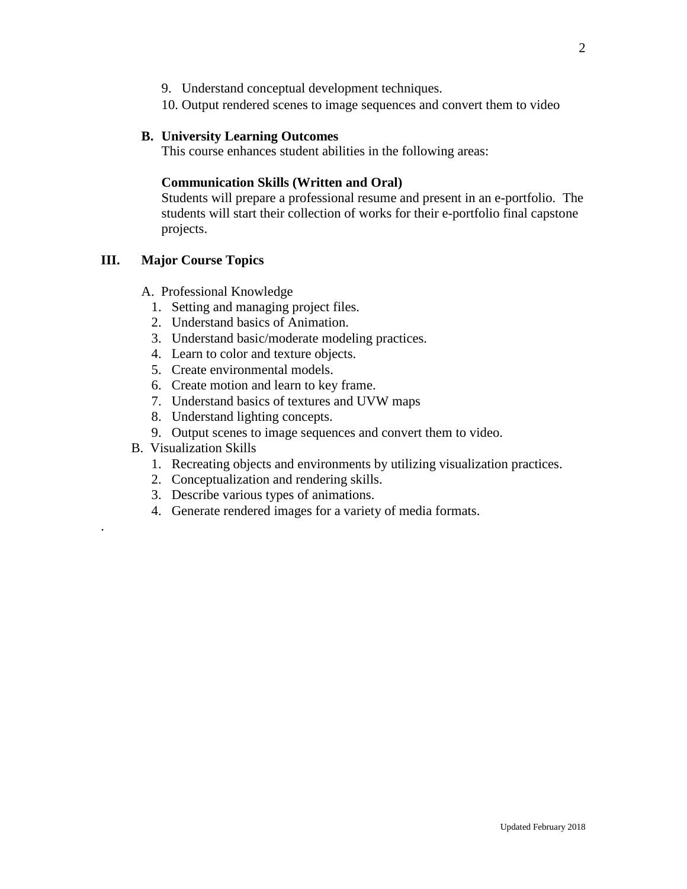9. Understand conceptual development techniques.
10. Output rendered scenes to image sequences and convert them to video

**B. University Learning Outcomes**

This course enhances student abilities in the following areas:

**Communication Skills (Written and Oral)**

Students will prepare a professional resume and present in an e-portfolio. The students will start their collection of works for their e-portfolio final capstone projects.

## III. Major Course Topics

A. Professional Knowledge

1. Setting and managing project files.
2. Understand basics of Animation.
3. Understand basic/moderate modeling practices.
4. Learn to color and texture objects.
5. Create environmental models.
6. Create motion and learn to key frame.
7. Understand basics of textures and UVW maps
8. Understand lighting concepts.
9. Output scenes to image sequences and convert them to video.

B. Visualization Skills

1. Recreating objects and environments by utilizing visualization practices.
2. Conceptualization and rendering skills.
3. Describe various types of animations.
4. Generate rendered images for a variety of media formats.

.